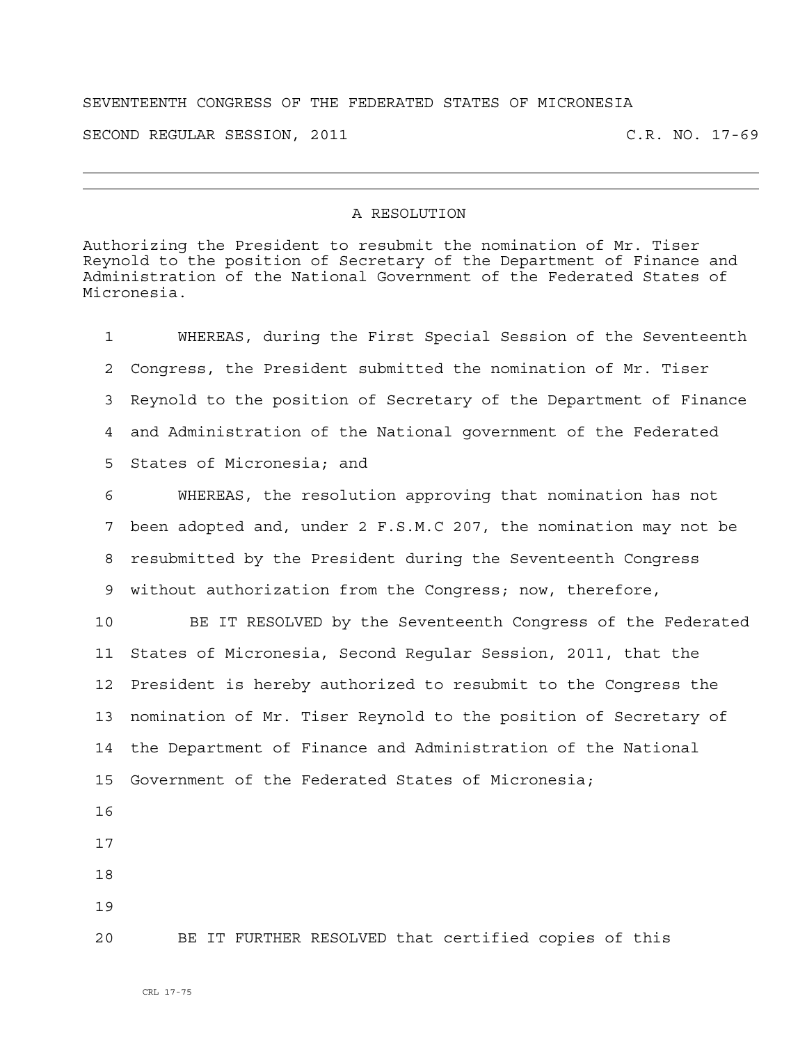SEVENTEENTH CONGRESS OF THE FEDERATED STATES OF MICRONESIA

SECOND REGULAR SESSION, 2011 C.R. NO. 17-69

---

## A RESOLUTION

Authorizing the President to resubmit the nomination of Mr. Tiser Reynold to the position of Secretary of the Department of Finance and Administration of the National Government of the Federated States of Micronesia.

1 WHEREAS, during the First Special Session of the Seventeenth
2 Congress, the President submitted the nomination of Mr. Tiser
3 Reynold to the position of Secretary of the Department of Finance
4 and Administration of the National government of the Federated
5 States of Micronesia; and
6 WHEREAS, the resolution approving that nomination has not
7 been adopted and, under 2 F.S.M.C 207, the nomination may not be
8 resubmitted by the President during the Seventeenth Congress
9 without authorization from the Congress; now, therefore,
10 BE IT RESOLVED by the Seventeenth Congress of the Federated
11 States of Micronesia, Second Regular Session, 2011, that the
12 President is hereby authorized to resubmit to the Congress the
13 nomination of Mr. Tiser Reynold to the position of Secretary of
14 the Department of Finance and Administration of the National
15 Government of the Federated States of Micronesia;
16
17
18
19
20 BE IT FURTHER RESOLVED that certified copies of this

CRL 17-75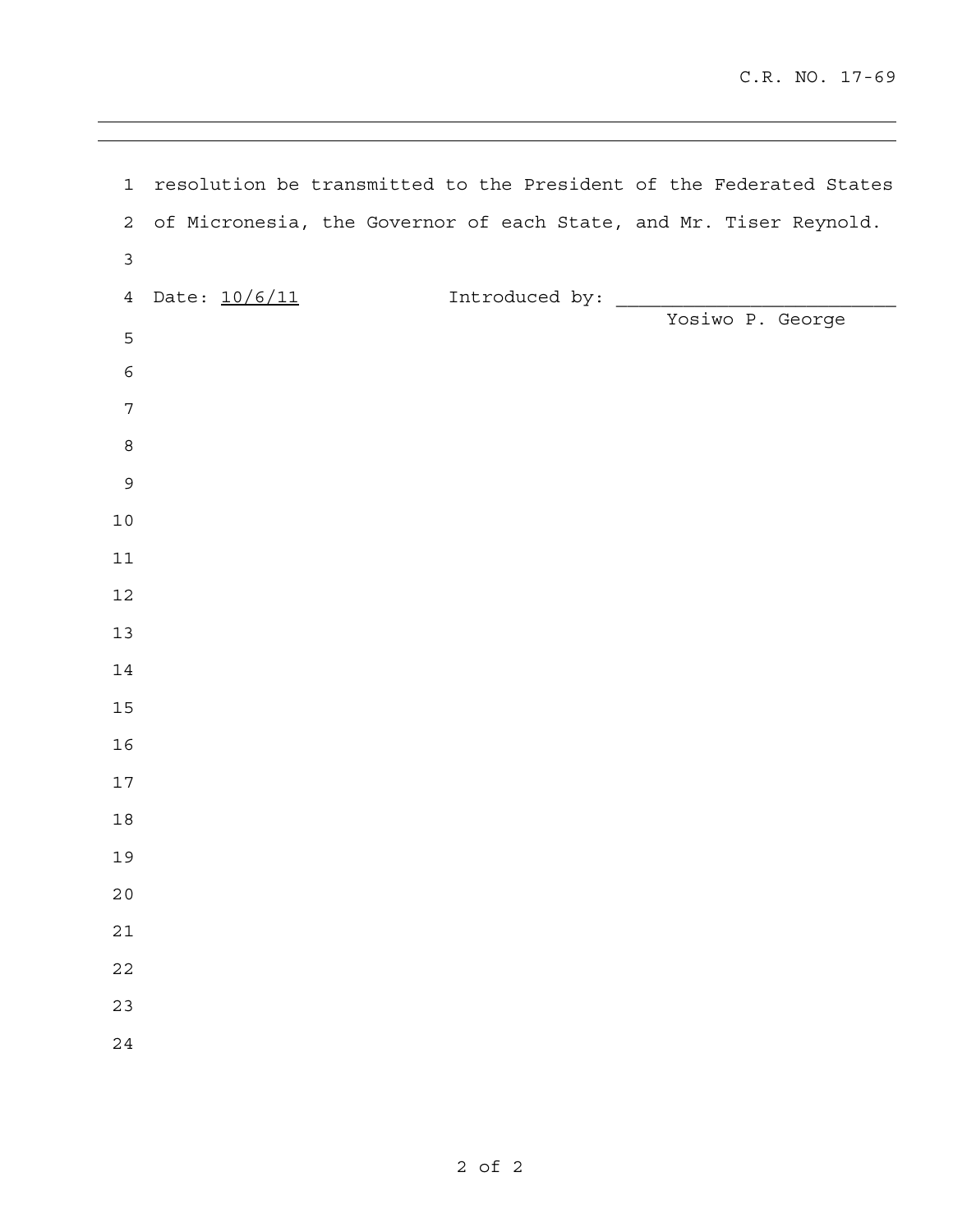resolution be transmitted to the President of the Federated States of Micronesia, the Governor of each State, and Mr. Tiser Reynold.

Date: 10/6/11

Introduced by: ________________________

Yosiwo P. George